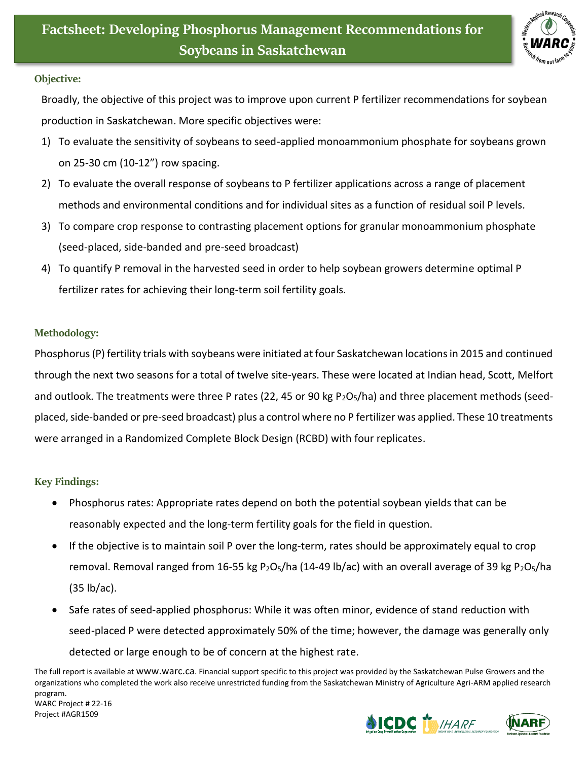# Factsheet: Developing Phosphorus Management Recommendations for Soybeans in Saskatchewan

## Objective:

Broadly, the objective of this project was to improve upon current P fertilizer recommendations for soybean production in Saskatchewan. More specific objectives were:

1) To evaluate the sensitivity of soybeans to seed-applied monoammonium phosphate for soybeans grown on 25-30 cm (10-12") row spacing.
2) To evaluate the overall response of soybeans to P fertilizer applications across a range of placement methods and environmental conditions and for individual sites as a function of residual soil P levels.
3) To compare crop response to contrasting placement options for granular monoammonium phosphate (seed-placed, side-banded and pre-seed broadcast)
4) To quantify P removal in the harvested seed in order to help soybean growers determine optimal P fertilizer rates for achieving their long-term soil fertility goals.

## Methodology:

Phosphorus (P) fertility trials with soybeans were initiated at four Saskatchewan locations in 2015 and continued through the next two seasons for a total of twelve site-years. These were located at Indian head, Scott, Melfort and outlook. The treatments were three P rates (22, 45 or 90 kg $P_2O_5$/ha) and three placement methods (seed-placed, side-banded or pre-seed broadcast) plus a control where no P fertilizer was applied. These 10 treatments were arranged in a Randomized Complete Block Design (RCBD) with four replicates.

## Key Findings:

- Phosphorus rates: Appropriate rates depend on both the potential soybean yields that can be reasonably expected and the long-term fertility goals for the field in question.
- If the objective is to maintain soil P over the long-term, rates should be approximately equal to crop removal. Removal ranged from 16-55 kg $P_2O_5$/ha (14-49 lb/ac) with an overall average of 39 kg $P_2O_5$/ha (35 lb/ac).
- Safe rates of seed-applied phosphorus: While it was often minor, evidence of stand reduction with seed-placed P were detected approximately 50% of the time; however, the damage was generally only detected or large enough to be of concern at the highest rate.

The full report is available at www.warc.ca. Financial support specific to this project was provided by the Saskatchewan Pulse Growers and the organizations who completed the work also receive unrestricted funding from the Saskatchewan Ministry of Agriculture Agri-ARM applied research program.
WARC Project # 22-16
Project #AGR1509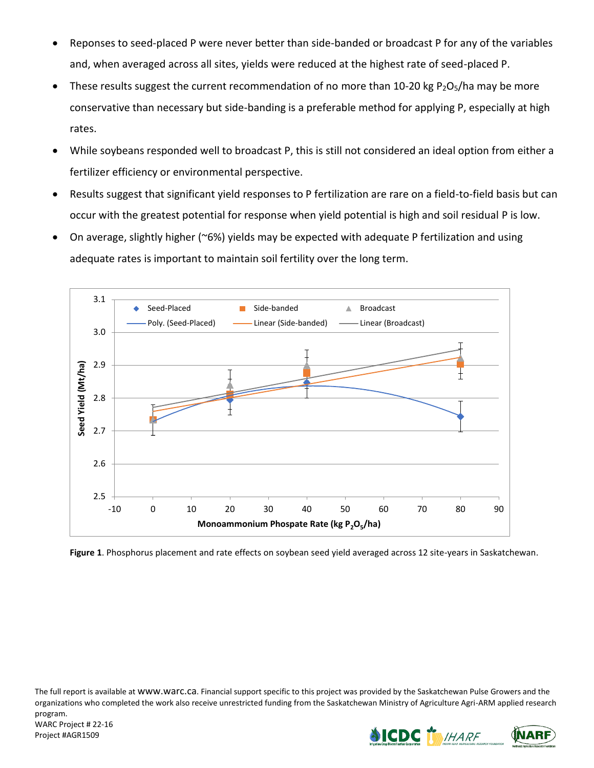- Reponses to seed-placed P were never better than side-banded or broadcast P for any of the variables and, when averaged across all sites, yields were reduced at the highest rate of seed-placed P.
- These results suggest the current recommendation of no more than 10-20 kg $P_2O_5$/ha may be more conservative than necessary but side-banding is a preferable method for applying P, especially at high rates.
- While soybeans responded well to broadcast P, this is still not considered an ideal option from either a fertilizer efficiency or environmental perspective.
- Results suggest that significant yield responses to P fertilization are rare on a field-to-field basis but can occur with the greatest potential for response when yield potential is high and soil residual P is low.
- On average, slightly higher (~6%) yields may be expected with adequate P fertilization and using adequate rates is important to maintain soil fertility over the long term.

Seed-Placed
Side-banded
Broadcast
Poly. (Seed-Placed)
Linear (Side-banded)
Linear (Broadcast)

Seed Yield (Mt/ha)
3.1
3.0
2.9
2.8
2.7
2.6
2.5

-10 0 10 20 30 40 50 60 70 80 90

Monoammonium Phospate Rate (kg $P_2O_5$/ha)

**Figure 1**. Phosphorus placement and rate effects on soybean seed yield averaged across 12 site-years in Saskatchewan.

The full report is available at www.warc.ca. Financial support specific to this project was provided by the Saskatchewan Pulse Growers and the organizations who completed the work also receive unrestricted funding from the Saskatchewan Ministry of Agriculture Agri-ARM applied research program.
WARC Project # 22-16
Project #AGR1509